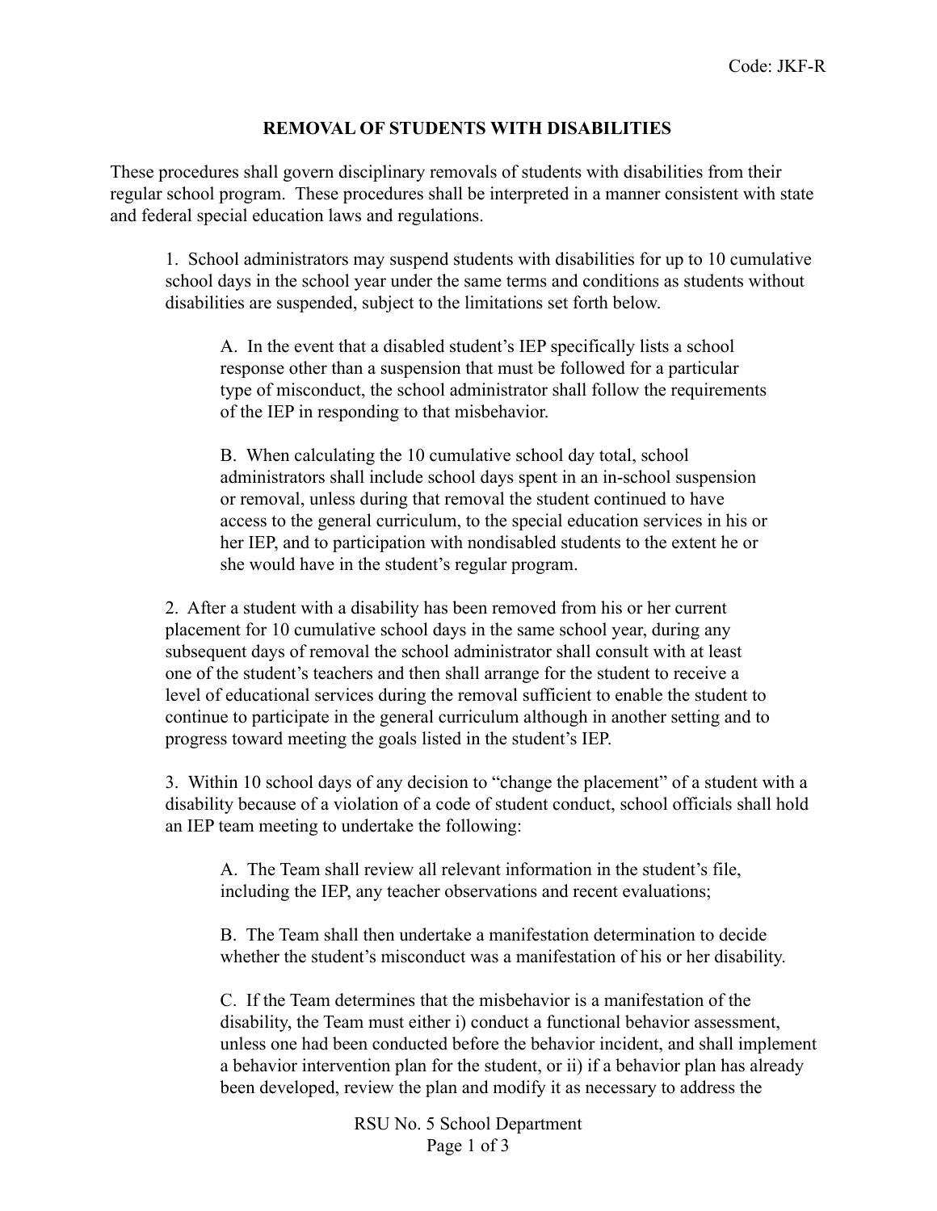# REMOVAL OF STUDENTS WITH DISABILITIES

These procedures shall govern disciplinary removals of students with disabilities from their regular school program. These procedures shall be interpreted in a manner consistent with state and federal special education laws and regulations.

1. School administrators may suspend students with disabilities for up to 10 cumulative school days in the school year under the same terms and conditions as students without disabilities are suspended, subject to the limitations set forth below.

   A. In the event that a disabled student's IEP specifically lists a school response other than a suspension that must be followed for a particular type of misconduct, the school administrator shall follow the requirements of the IEP in responding to that misbehavior.

   B. When calculating the 10 cumulative school day total, school administrators shall include school days spent in an in-school suspension or removal, unless during that removal the student continued to have access to the general curriculum, to the special education services in his or her IEP, and to participation with nondisabled students to the extent he or she would have in the student's regular program.

2. After a student with a disability has been removed from his or her current placement for 10 cumulative school days in the same school year, during any subsequent days of removal the school administrator shall consult with at least one of the student's teachers and then shall arrange for the student to receive a level of educational services during the removal sufficient to enable the student to continue to participate in the general curriculum although in another setting and to progress toward meeting the goals listed in the student's IEP.

3. Within 10 school days of any decision to "change the placement" of a student with a disability because of a violation of a code of student conduct, school officials shall hold an IEP team meeting to undertake the following:

   A. The Team shall review all relevant information in the student's file, including the IEP, any teacher observations and recent evaluations;

   B. The Team shall then undertake a manifestation determination to decide whether the student's misconduct was a manifestation of his or her disability.

   C. If the Team determines that the misbehavior is a manifestation of the disability, the Team must either i) conduct a functional behavior assessment, unless one had been conducted before the behavior incident, and shall implement a behavior intervention plan for the student, or ii) if a behavior plan has already been developed, review the plan and modify it as necessary to address the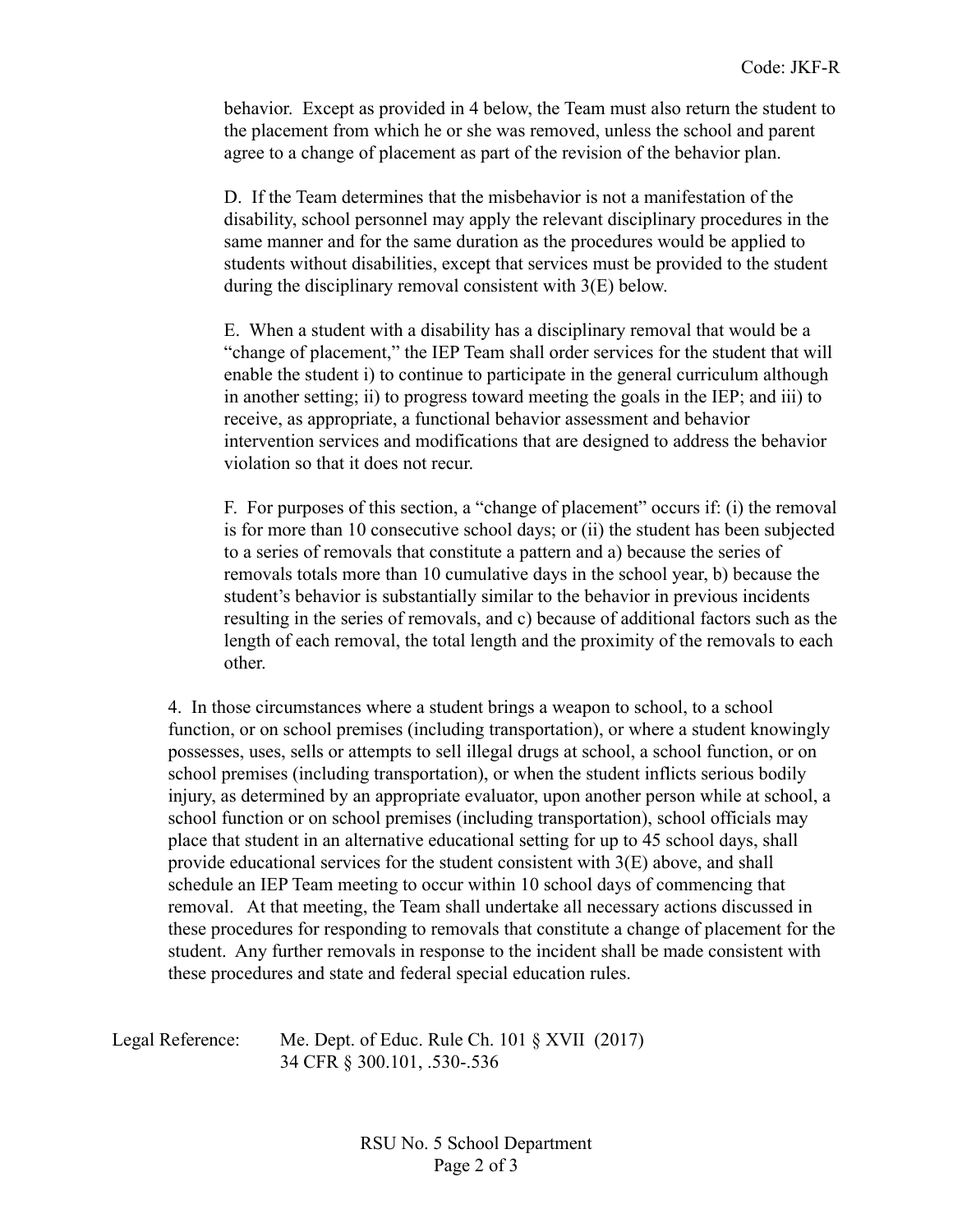behavior. Except as provided in 4 below, the Team must also return the student to the placement from which he or she was removed, unless the school and parent agree to a change of placement as part of the revision of the behavior plan.

D. If the Team determines that the misbehavior is not a manifestation of the disability, school personnel may apply the relevant disciplinary procedures in the same manner and for the same duration as the procedures would be applied to students without disabilities, except that services must be provided to the student during the disciplinary removal consistent with 3(E) below.

E. When a student with a disability has a disciplinary removal that would be a "change of placement," the IEP Team shall order services for the student that will enable the student i) to continue to participate in the general curriculum although in another setting; ii) to progress toward meeting the goals in the IEP; and iii) to receive, as appropriate, a functional behavior assessment and behavior intervention services and modifications that are designed to address the behavior violation so that it does not recur.

F. For purposes of this section, a "change of placement" occurs if: (i) the removal is for more than 10 consecutive school days; or (ii) the student has been subjected to a series of removals that constitute a pattern and a) because the series of removals totals more than 10 cumulative days in the school year, b) because the student's behavior is substantially similar to the behavior in previous incidents resulting in the series of removals, and c) because of additional factors such as the length of each removal, the total length and the proximity of the removals to each other.

4. In those circumstances where a student brings a weapon to school, to a school function, or on school premises (including transportation), or where a student knowingly possesses, uses, sells or attempts to sell illegal drugs at school, a school function, or on school premises (including transportation), or when the student inflicts serious bodily injury, as determined by an appropriate evaluator, upon another person while at school, a school function or on school premises (including transportation), school officials may place that student in an alternative educational setting for up to 45 school days, shall provide educational services for the student consistent with 3(E) above, and shall schedule an IEP Team meeting to occur within 10 school days of commencing that removal. At that meeting, the Team shall undertake all necessary actions discussed in these procedures for responding to removals that constitute a change of placement for the student. Any further removals in response to the incident shall be made consistent with these procedures and state and federal special education rules.

Legal Reference: Me. Dept. of Educ. Rule Ch. 101 § XVII (2017)
34 CFR § 300.101, .530-.536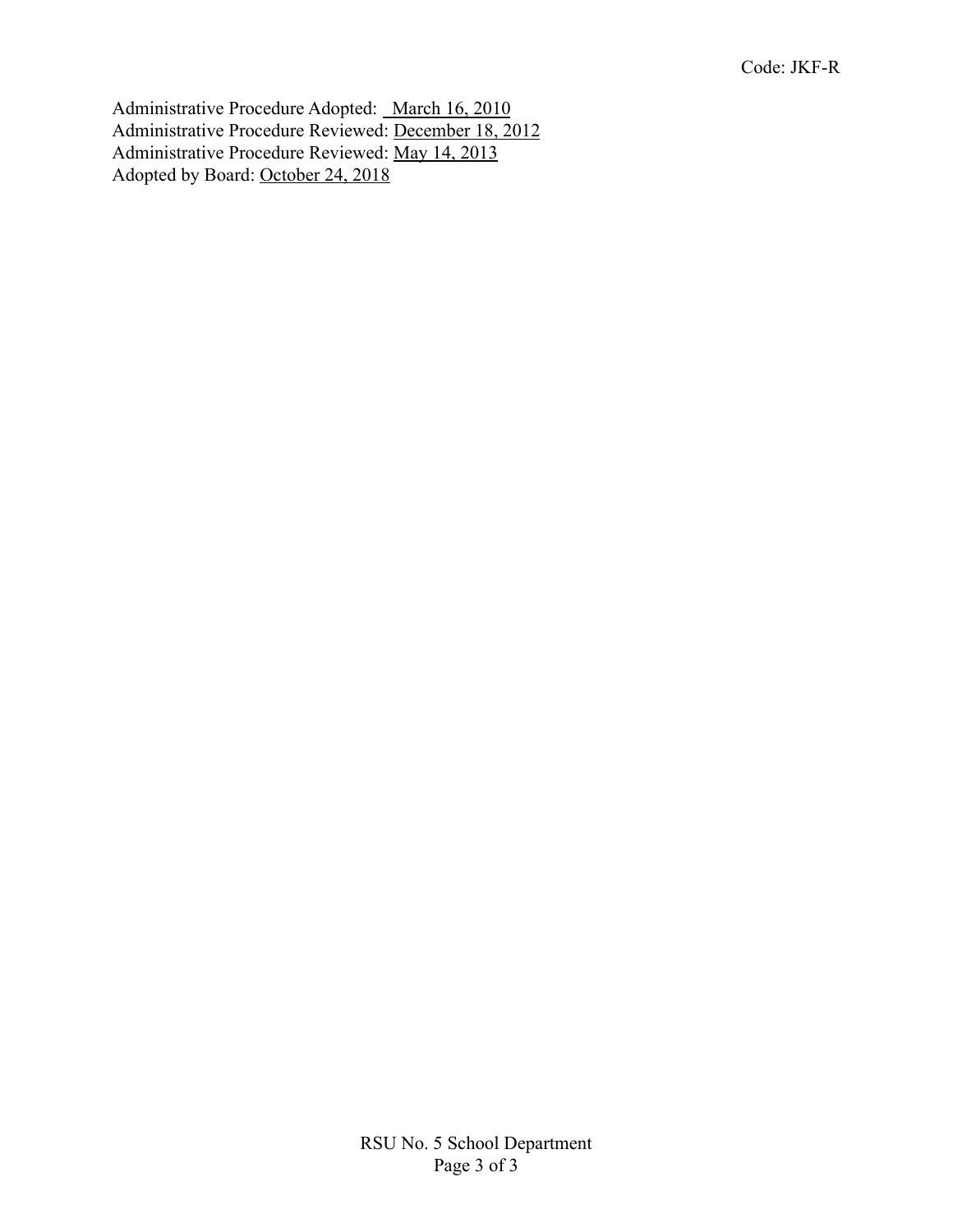Administrative Procedure Adopted: March 16, 2010
Administrative Procedure Reviewed: December 18, 2012
Administrative Procedure Reviewed: May 14, 2013
Adopted by Board: October 24, 2018